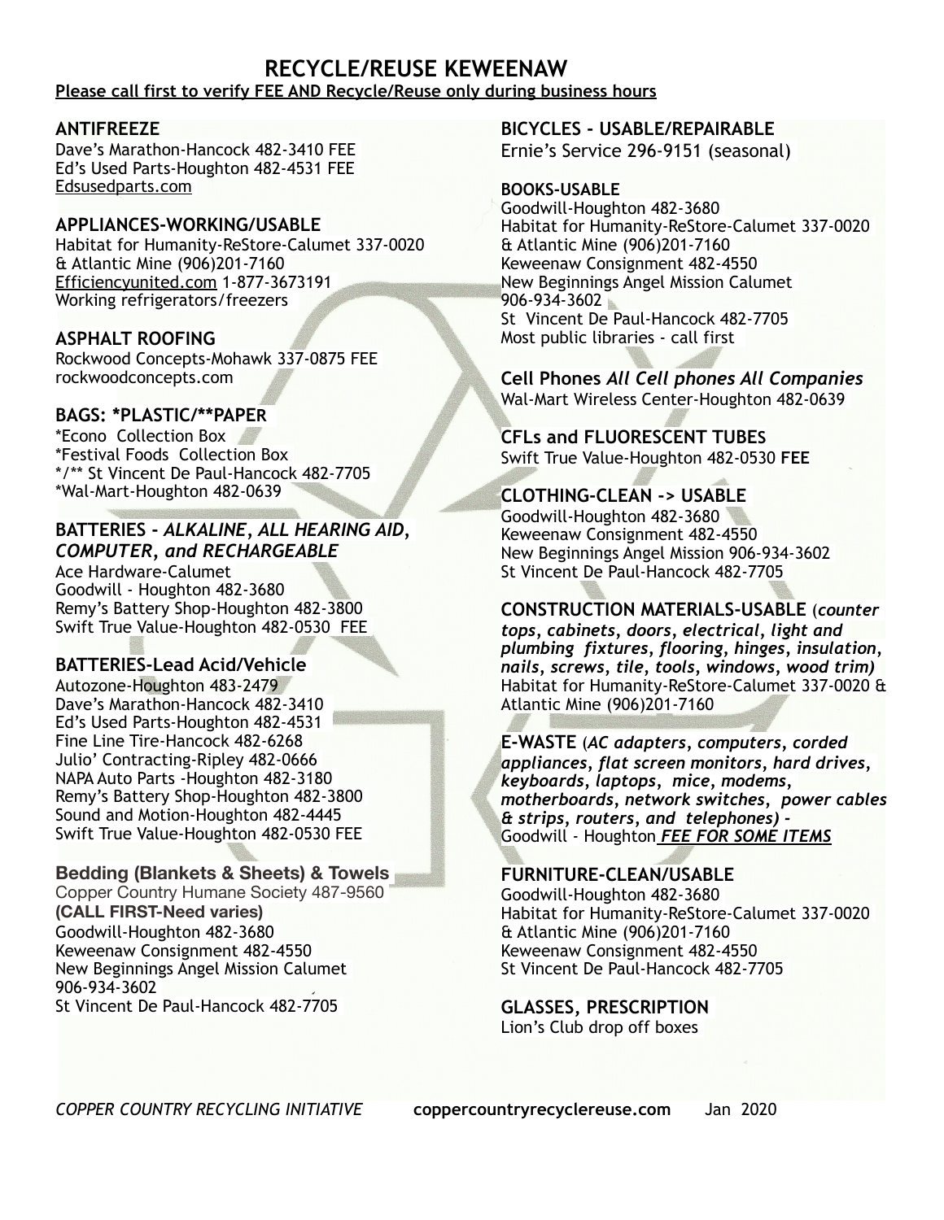# RECYCLE/REUSE KEWEENAW

**Please call first to verify FEE AND Recycle/Reuse only during business hours**

### ANTIFREEZE

Dave's Marathon-Hancock 482-3410 FEE
Ed's Used Parts-Houghton 482-4531 FEE
Edsusedparts.com

### APPLIANCES-WORKING/USABLE

Habitat for Humanity-ReStore-Calumet 337-0020
& Atlantic Mine (906)201-7160
Efficiencyunited.com 1-877-3673191
Working refrigerators/freezers

### ASPHALT ROOFING

Rockwood Concepts-Mohawk 337-0875 FEE
rockwoodconcepts.com

### BAGS: *PLASTIC/**PAPER

*Econo Collection Box
*Festival Foods Collection Box
*/** St Vincent De Paul-Hancock 482-7705
*Wal-Mart-Houghton 482-0639

### BATTERIES - *ALKALINE, ALL HEARING AID, COMPUTER, and RECHARGEABLE*

Ace Hardware-Calumet
Goodwill - Houghton 482-3680
Remy's Battery Shop-Houghton 482-3800
Swift True Value-Houghton 482-0530 FEE

### BATTERIES-Lead Acid/Vehicle

Autozone-Houghton 483-2479
Dave's Marathon-Hancock 482-3410
Ed's Used Parts-Houghton 482-4531
Fine Line Tire-Hancock 482-6268
Julio' Contracting-Ripley 482-0666
NAPA Auto Parts -Houghton 482-3180
Remy's Battery Shop-Houghton 482-3800
Sound and Motion-Houghton 482-4445
Swift True Value-Houghton 482-0530 FEE

### Bedding (Blankets & Sheets) & Towels

Copper Country Humane Society 487-9560
**(CALL FIRST-Need varies)**
Goodwill-Houghton 482-3680
Keweenaw Consignment 482-4550
New Beginnings Angel Mission Calumet
906-934-3602
St Vincent De Paul-Hancock 482-7705

### BICYCLES - USABLE/REPAIRABLE

Ernie's Service 296-9151 (seasonal)

### BOOKS-USABLE

Goodwill-Houghton 482-3680
Habitat for Humanity-ReStore-Calumet 337-0020
& Atlantic Mine (906)201-7160
Keweenaw Consignment 482-4550
New Beginnings Angel Mission Calumet
906-934-3602
St Vincent De Paul-Hancock 482-7705
Most public libraries - call first

### Cell Phones *All Cell phones All Companies*

Wal-Mart Wireless Center-Houghton 482-0639

### CFLs and FLUORESCENT TUBES

Swift True Value-Houghton 482-0530 **FEE**

### CLOTHING-CLEAN -> USABLE

Goodwill-Houghton 482-3680
Keweenaw Consignment 482-4550
New Beginnings Angel Mission 906-934-3602
St Vincent De Paul-Hancock 482-7705

### CONSTRUCTION MATERIALS-USABLE (*counter tops, cabinets, doors, electrical, light and plumbing fixtures, flooring, hinges, insulation, nails, screws, tile, tools, windows, wood trim)*

Habitat for Humanity-ReStore-Calumet 337-0020 &
Atlantic Mine (906)201-7160

### E-WASTE (*AC adapters, computers, corded appliances, flat screen monitors, hard drives, keyboards, laptops, mice, modems, motherboards, network switches, power cables & strips, routers, and telephones) -*

Goodwill - Houghton ***FEE FOR SOME ITEMS***

### FURNITURE-CLEAN/USABLE

Goodwill-Houghton 482-3680
Habitat for Humanity-ReStore-Calumet 337-0020
& Atlantic Mine (906)201-7160
Keweenaw Consignment 482-4550
St Vincent De Paul-Hancock 482-7705

### GLASSES, PRESCRIPTION

Lion's Club drop off boxes

*COPPER COUNTRY RECYCLING INITIATIVE* **coppercountryrecyclereuse.com** Jan 2020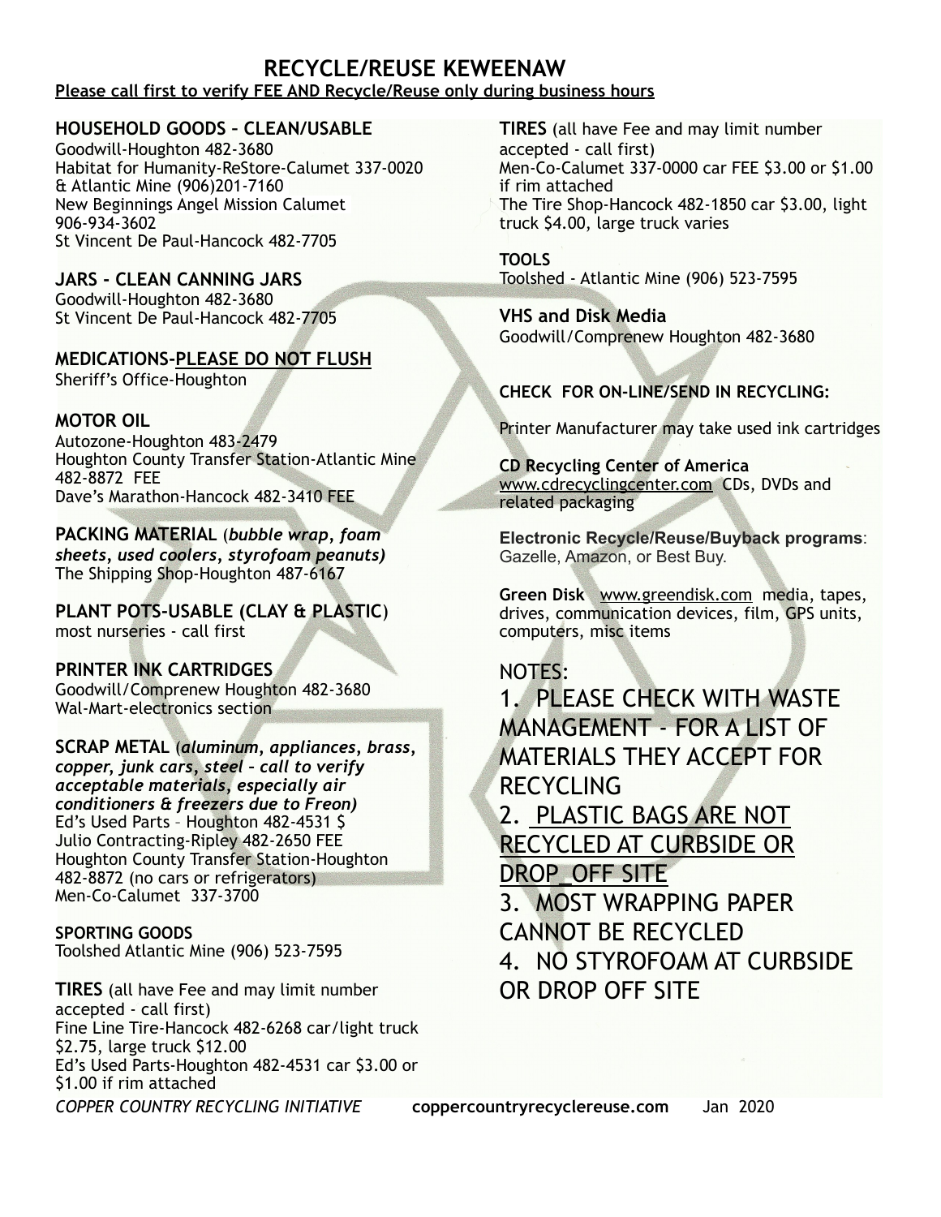# RECYCLE/REUSE KEWEENAW

**Please call first to verify FEE AND Recycle/Reuse only during business hours**

**HOUSEHOLD GOODS – CLEAN/USABLE**
Goodwill-Houghton 482-3680
Habitat for Humanity-ReStore-Calumet 337-0020
& Atlantic Mine (906)201-7160
New Beginnings Angel Mission Calumet
906-934-3602
St Vincent De Paul-Hancock 482-7705

**JARS - CLEAN CANNING JARS**
Goodwill-Houghton 482-3680
St Vincent De Paul-Hancock 482-7705

**MEDICATIONS-PLEASE DO NOT FLUSH**
Sheriff's Office-Houghton

**MOTOR OIL**
Autozone-Houghton 483-2479
Houghton County Transfer Station-Atlantic Mine
482-8872 FEE
Dave's Marathon-Hancock 482-3410 FEE

**PACKING MATERIAL** (*bubble wrap, foam sheets, used coolers, styrofoam peanuts)*
The Shipping Shop-Houghton 487-6167

**PLANT POTS-USABLE (CLAY & PLASTIC)**
most nurseries - call first

**PRINTER INK CARTRIDGES**
Goodwill/Comprenew Houghton 482-3680
Wal-Mart-electronics section

**SCRAP METAL** (*aluminum, appliances, brass, copper, junk cars, steel – call to verify acceptable materials, especially air conditioners & freezers due to Freon)*
Ed's Used Parts – Houghton 482-4531 $
Julio Contracting-Ripley 482-2650 FEE
Houghton County Transfer Station-Houghton
482-8872 (no cars or refrigerators)
Men-Co-Calumet 337-3700

**SPORTING GOODS**
Toolshed Atlantic Mine (906) 523-7595

**TIRES** (all have Fee and may limit number accepted - call first)
Fine Line Tire-Hancock 482-6268 car/light truck $2.75, large truck $12.00
Ed's Used Parts-Houghton 482-4531 car $3.00 or $1.00 if rim attached

**TIRES** (all have Fee and may limit number accepted - call first)
Men-Co-Calumet 337-0000 car FEE $3.00 or $1.00 if rim attached
The Tire Shop-Hancock 482-1850 car $3.00, light truck $4.00, large truck varies

**TOOLS**
Toolshed - Atlantic Mine (906) 523-7595

**VHS and Disk Media**
Goodwill/Comprenew Houghton 482-3680

**CHECK FOR ON-LINE/SEND IN RECYCLING:**

Printer Manufacturer may take used ink cartridges

**CD Recycling Center of America**
www.cdrecyclingcenter.com CDs, DVDs and related packaging

**Electronic Recycle/Reuse/Buyback programs**: Gazelle, Amazon, or Best Buy.

**Green Disk** www.greendisk.com media, tapes, drives, communication devices, film, GPS units, computers, misc items

NOTES:

1. PLEASE CHECK WITH WASTE MANAGEMENT - FOR A LIST OF MATERIALS THEY ACCEPT FOR RECYCLING
2. PLASTIC BAGS ARE NOT RECYCLED AT CURBSIDE OR DROP_OFF SITE
3. MOST WRAPPING PAPER CANNOT BE RECYCLED
4. NO STYROFOAM AT CURBSIDE OR DROP OFF SITE

*COPPER COUNTRY RECYCLING INITIATIVE* **coppercountryrecyclereuse.com** Jan 2020